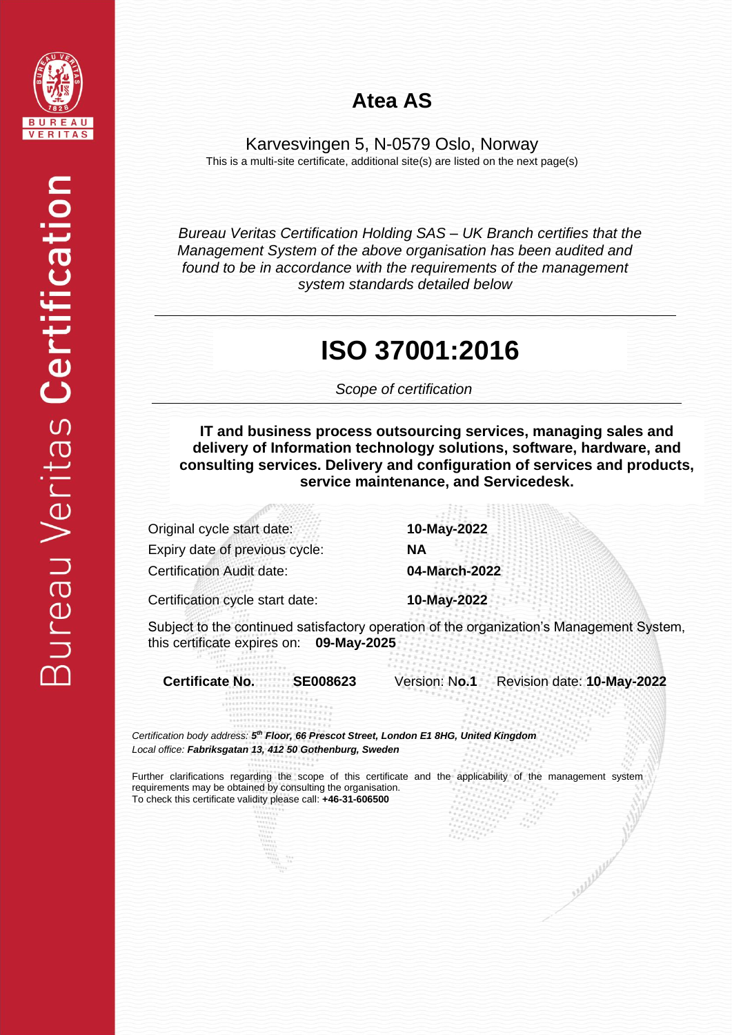# Atea AS

Karvesvingen 5, N-0579 Oslo, Norway

This is a multi-site certificate, additional site(s) are listed on the next page(s)

*Bureau Veritas Certification Holding SAS – UK Branch certifies that the Management System of the above organisation has been audited and found to be in accordance with the requirements of the management system standards detailed below*

# ISO 37001:2016

*Scope of certification*

**IT and business process outsourcing services, managing sales and delivery of Information technology solutions, software, hardware, and consulting services. Delivery and configuration of services and products, service maintenance, and Servicedesk.**

| | |
|---|---|
| Original cycle start date: | **10-May-2022** |
| Expiry date of previous cycle: | **NA** |
| Certification Audit date: | **04-March-2022** |
| Certification cycle start date: | **10-May-2022** |

Subject to the continued satisfactory operation of the organization's Management System, this certificate expires on: **09-May-2025**

**Certificate No.** **SE008623** Version: N**o.1** Revision date: **10-May-2022**

*Certification body address:* ***5th Floor, 66 Prescot Street, London E1 8HG, United Kingdom***
*Local office:* ***Fabriksgatan 13, 412 50 Gothenburg, Sweden***

Further clarifications regarding the scope of this certificate and the applicability of the management system requirements may be obtained by consulting the organisation.
To check this certificate validity please call: **+46-31-606500**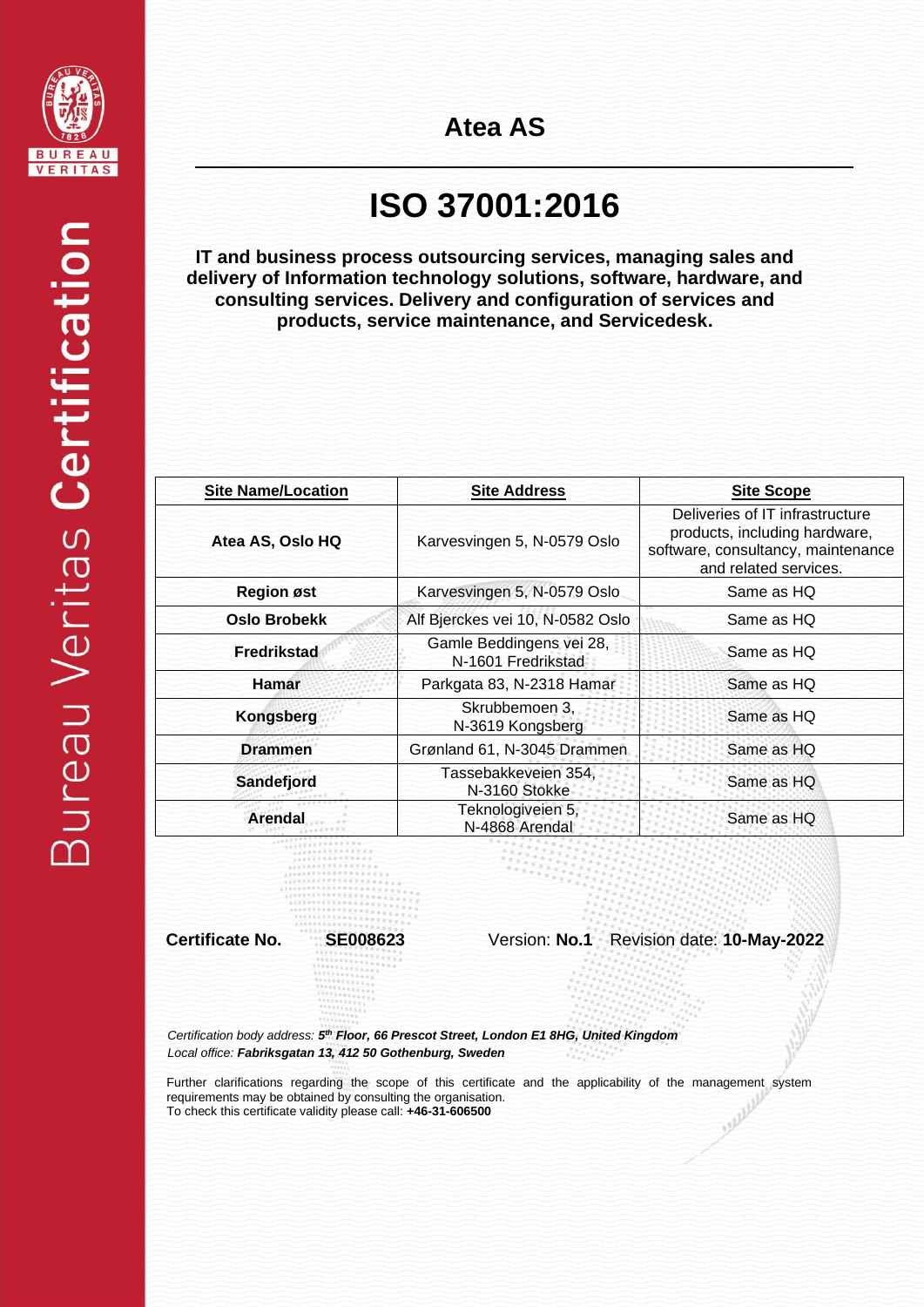# Atea AS

# ISO 37001:2016

**IT and business process outsourcing services, managing sales and delivery of Information technology solutions, software, hardware, and consulting services. Delivery and configuration of services and products, service maintenance, and Servicedesk.**

| Site Name/Location | Site Address | Site Scope |
|---|---|---|
| **Atea AS, Oslo HQ** | Karvesvingen 5, N-0579 Oslo | Deliveries of IT infrastructure products, including hardware, software, consultancy, maintenance and related services. |
| **Region øst** | Karvesvingen 5, N-0579 Oslo | Same as HQ |
| **Oslo Brobekk** | Alf Bjerckes vei 10, N-0582 Oslo | Same as HQ |
| **Fredrikstad** | Gamle Beddingens vei 28, N-1601 Fredrikstad | Same as HQ |
| **Hamar** | Parkgata 83, N-2318 Hamar | Same as HQ |
| **Kongsberg** | Skrubbemoen 3, N-3619 Kongsberg | Same as HQ |
| **Drammen** | Grønland 61, N-3045 Drammen | Same as HQ |
| **Sandefjord** | Tassebakkeveien 354, N-3160 Stokke | Same as HQ |
| **Arendal** | Teknologiveien 5, N-4868 Arendal | Same as HQ |

**Certificate No.** **SE008623** Version: **No.1** Revision date: **10-May-2022**

*Certification body address:* ***5th Floor, 66 Prescot Street, London E1 8HG, United Kingdom***
*Local office:* ***Fabriksgatan 13, 412 50 Gothenburg, Sweden***

Further clarifications regarding the scope of this certificate and the applicability of the management system requirements may be obtained by consulting the organisation.
To check this certificate validity please call: **+46-31-606500**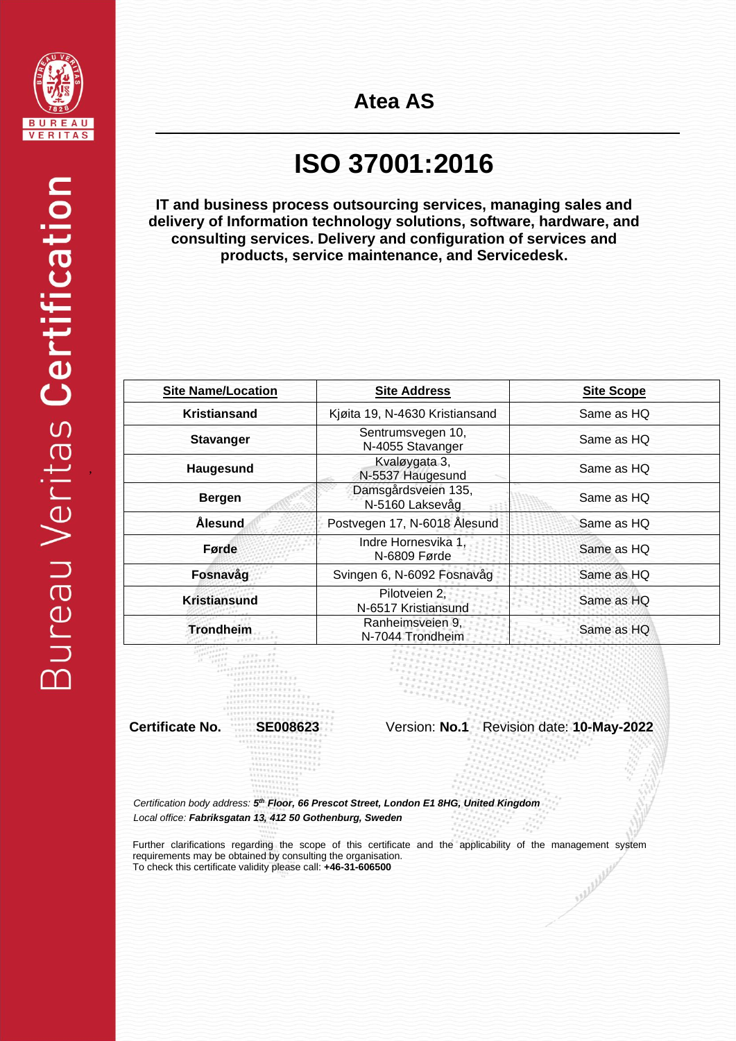# Atea AS

# ISO 37001:2016

**IT and business process outsourcing services, managing sales and delivery of Information technology solutions, software, hardware, and consulting services. Delivery and configuration of services and products, service maintenance, and Servicedesk.**

| Site Name/Location | Site Address | Site Scope |
|---|---|---|
| **Kristiansand** | Kjøita 19, N-4630 Kristiansand | Same as HQ |
| **Stavanger** | Sentrumsvegen 10, N-4055 Stavanger | Same as HQ |
| **Haugesund** | Kvaløygata 3, N-5537 Haugesund | Same as HQ |
| **Bergen** | Damsgårdsveien 135, N-5160 Laksevåg | Same as HQ |
| **Ålesund** | Postvegen 17, N-6018 Ålesund | Same as HQ |
| **Førde** | Indre Hornesvika 1, N-6809 Førde | Same as HQ |
| **Fosnavåg** | Svingen 6, N-6092 Fosnavåg | Same as HQ |
| **Kristiansund** | Pilotveien 2, N-6517 Kristiansund | Same as HQ |
| **Trondheim** | Ranheimsveien 9, N-7044 Trondheim | Same as HQ |

**Certificate No.** **SE008623** Version: **No.1** Revision date: **10-May-2022**

*Certification body address: **5th Floor, 66 Prescot Street, London E1 8HG, United Kingdom***
*Local office: **Fabriksgatan 13, 412 50 Gothenburg, Sweden***

Further clarifications regarding the scope of this certificate and the applicability of the management system requirements may be obtained by consulting the organisation.
To check this certificate validity please call: **+46-31-606500**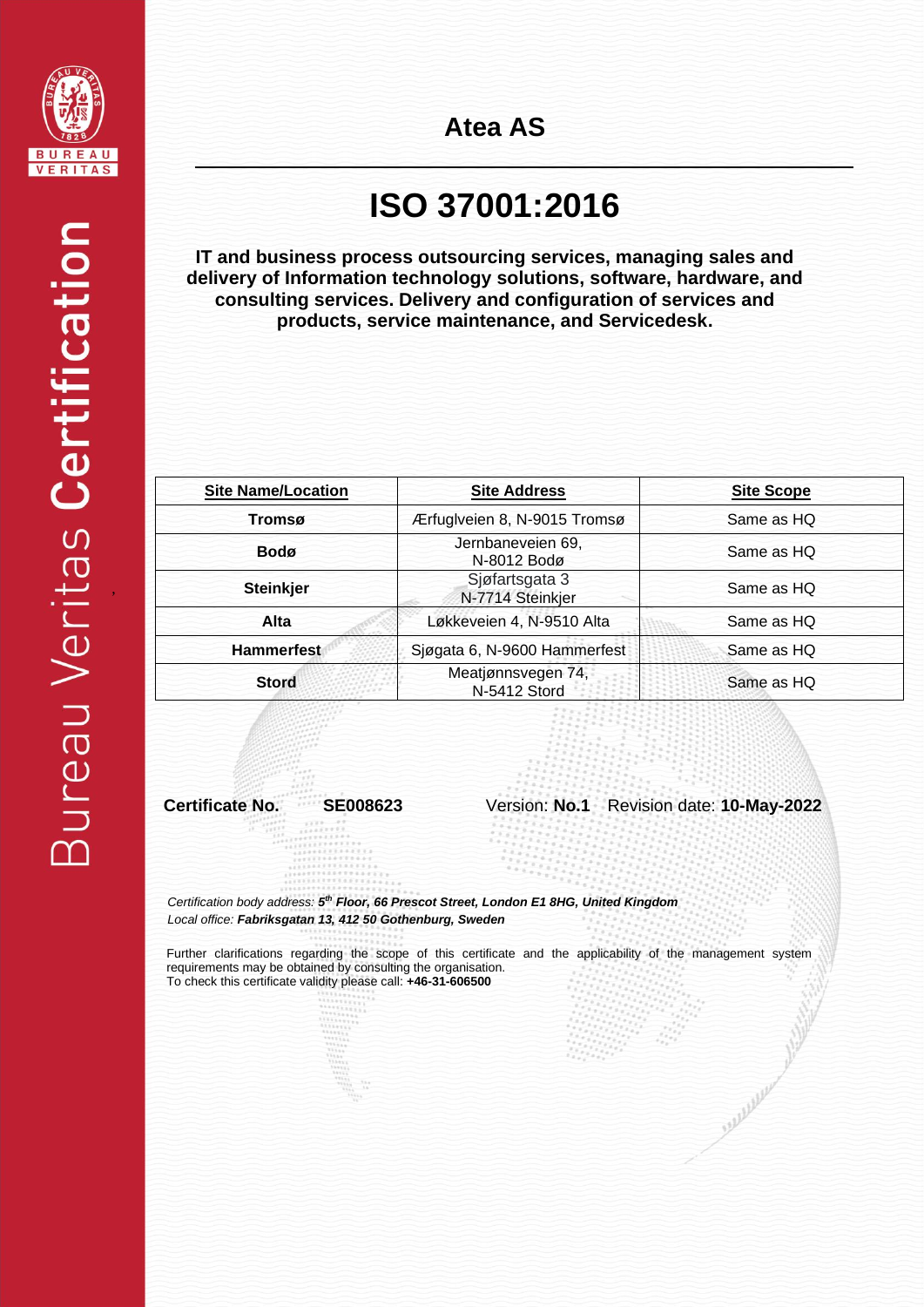# Atea AS

# ISO 37001:2016

**IT and business process outsourcing services, managing sales and delivery of Information technology solutions, software, hardware, and consulting services. Delivery and configuration of services and products, service maintenance, and Servicedesk.**

| Site Name/Location | Site Address | Site Scope |
|---|---|---|
| **Tromsø** | Ærfuglveien 8, N-9015 Tromsø | Same as HQ |
| **Bodø** | Jernbaneveien 69, N-8012 Bodø | Same as HQ |
| **Steinkjer** | Sjøfartsgata 3 N-7714 Steinkjer | Same as HQ |
| **Alta** | Løkkeveien 4, N-9510 Alta | Same as HQ |
| **Hammerfest** | Sjøgata 6, N-9600 Hammerfest | Same as HQ |
| **Stord** | Meatjønnsvegen 74, N-5412 Stord | Same as HQ |

**Certificate No.** **SE008623** Version: **No.1** Revision date: **10-May-2022**

*Certification body address:* ***5th Floor, 66 Prescot Street, London E1 8HG, United Kingdom***
*Local office:* ***Fabriksgatan 13, 412 50 Gothenburg, Sweden***

Further clarifications regarding the scope of this certificate and the applicability of the management system requirements may be obtained by consulting the organisation.
To check this certificate validity please call: **+46-31-606500**